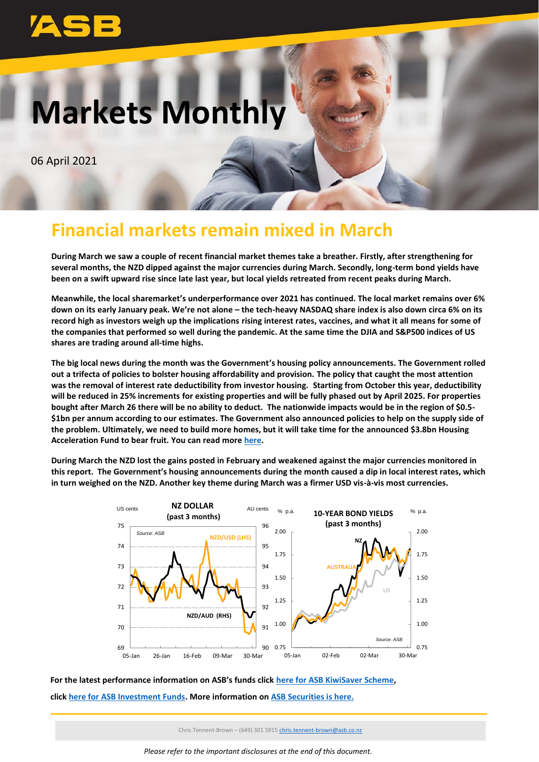# Markets Monthly

06 April 2021

## Financial markets remain mixed in March

**During March we saw a couple of recent financial market themes take a breather. Firstly, after strengthening for several months, the NZD dipped against the major currencies during March. Secondly, long-term bond yields have been on a swift upward rise since late last year, but local yields retreated from recent peaks during March.**

**Meanwhile, the local sharemarket's underperformance over 2021 has continued. The local market remains over 6% down on its early January peak. We're not alone – the tech-heavy NASDAQ share index is also down circa 6% on its record high as investors weigh up the implications rising interest rates, vaccines, and what it all means for some of the companies that performed so well during the pandemic. At the same time the DJIA and S&P500 indices of US shares are trading around all-time highs.**

**The big local news during the month was the Government's housing policy announcements. The Government rolled out a trifecta of policies to bolster housing affordability and provision. The policy that caught the most attention was the removal of interest rate deductibility from investor housing. Starting from October this year, deductibility will be reduced in 25% increments for existing properties and will be fully phased out by April 2025. For properties bought after March 26 there will be no ability to deduct. The nationwide impacts would be in the region of $0.5-$1bn per annum according to our estimates. The Government also announced policies to help on the supply side of the problem. Ultimately, we need to build more homes, but it will take time for the announced $3.8bn Housing Acceleration Fund to bear fruit. You can read more [here](here).**

**During March the NZD lost the gains posted in February and weakened against the major currencies monitored in this report. The Government's housing announcements during the month caused a dip in local interest rates, which in turn weighed on the NZD. Another key theme during March was a firmer USD vis-à-vis most currencies.**

**For the latest performance information on ASB's funds click [here for ASB KiwiSaver Scheme](here), click [here for ASB Investment Funds](here). More information on [ASB Securities is here.](here)**

Chris Tennent-Brown – (649) 301 5915 chris.tennent-brown@asb.co.nz

*Please refer to the important disclosures at the end of this document.*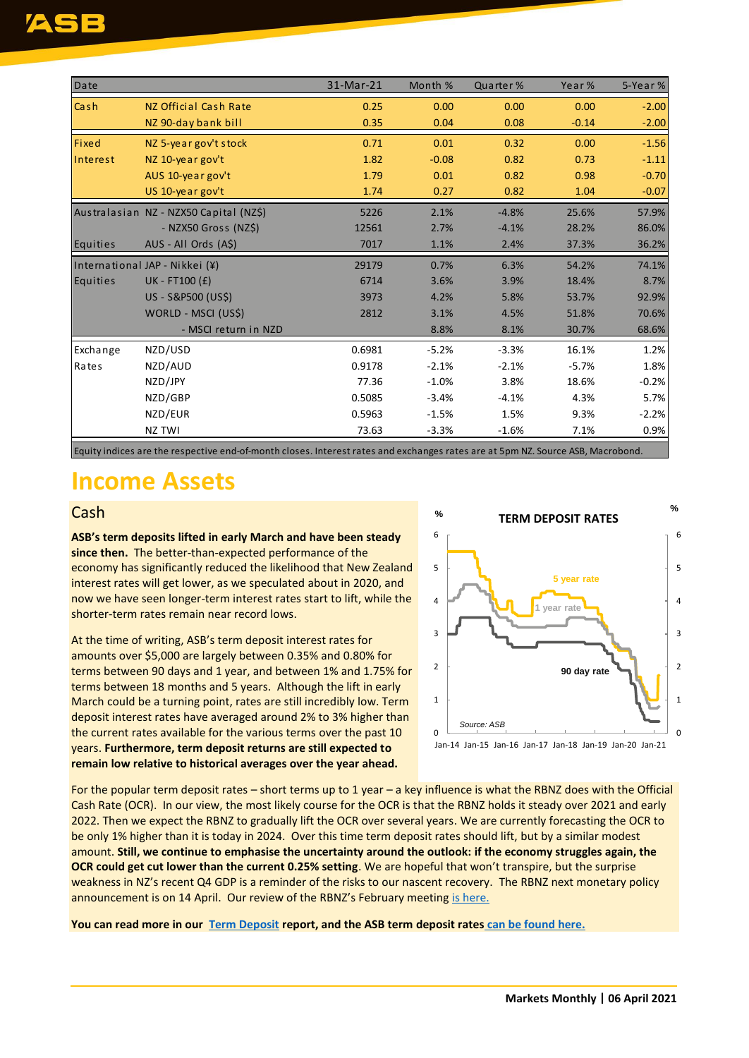| Date | | 31-Mar-21 | Month % | Quarter % | Year % | 5-Year % |
|---|---|---|---|---|---|---|
| Cash | NZ Official Cash Rate | 0.25 | 0.00 | 0.00 | 0.00 | -2.00 |
| | NZ 90-day bank bill | 0.35 | 0.04 | 0.08 | -0.14 | -2.00 |
| Fixed | NZ 5-year gov't stock | 0.71 | 0.01 | 0.32 | 0.00 | -1.56 |
| Interest | NZ 10-year gov't | 1.82 | -0.08 | 0.82 | 0.73 | -1.11 |
| | AUS 10-year gov't | 1.79 | 0.01 | 0.82 | 0.98 | -0.70 |
| | US 10-year gov't | 1.74 | 0.27 | 0.82 | 1.04 | -0.07 |
| Australasian | NZ - NZX50 Capital (NZ$) | 5226 | 2.1% | -4.8% | 25.6% | 57.9% |
| | - NZX50 Gross (NZ$) | 12561 | 2.7% | -4.1% | 28.2% | 86.0% |
| Equities | AUS - All Ords (A$) | 7017 | 1.1% | 2.4% | 37.3% | 36.2% |
| International | JAP - Nikkei (¥) | 29179 | 0.7% | 6.3% | 54.2% | 74.1% |
| Equities | UK - FT100 (£) | 6714 | 3.6% | 3.9% | 18.4% | 8.7% |
| | US - S&P500 (US$) | 3973 | 4.2% | 5.8% | 53.7% | 92.9% |
| | WORLD - MSCI (US$) | 2812 | 3.1% | 4.5% | 51.8% | 70.6% |
| | - MSCI return in NZD | | 8.8% | 8.1% | 30.7% | 68.6% |
| Exchange | NZD/USD | 0.6981 | -5.2% | -3.3% | 16.1% | 1.2% |
| Rates | NZD/AUD | 0.9178 | -2.1% | -2.1% | -5.7% | 1.8% |
| | NZD/JPY | 77.36 | -1.0% | 3.8% | 18.6% | -0.2% |
| | NZD/GBP | 0.5085 | -3.4% | -4.1% | 4.3% | 5.7% |
| | NZD/EUR | 0.5963 | -1.5% | 1.5% | 9.3% | -2.2% |
| | NZ TWI | 73.63 | -3.3% | -1.6% | 7.1% | 0.9% |

Equity indices are the respective end-of-month closes. Interest rates and exchanges rates are at 5pm NZ. Source ASB, Macrobond.

# Income Assets

## Cash

**ASB's term deposits lifted in early March and have been steady since then.** The better-than-expected performance of the economy has significantly reduced the likelihood that New Zealand interest rates will get lower, as we speculated about in 2020, and now we have seen longer-term interest rates start to lift, while the shorter-term rates remain near record lows.

At the time of writing, ASB's term deposit interest rates for amounts over $5,000 are largely between 0.35% and 0.80% for terms between 90 days and 1 year, and between 1% and 1.75% for terms between 18 months and 5 years. Although the lift in early March could be a turning point, rates are still incredibly low. Term deposit interest rates have averaged around 2% to 3% higher than the current rates available for the various terms over the past 10 years. **Furthermore, term deposit returns are still expected to remain low relative to historical averages over the year ahead.**

TERM DEPOSIT RATES (5 year rate, 1 year rate, 90 day rate; %; Jan-14 to Jan-21; Source: ASB)

For the popular term deposit rates – short terms up to 1 year – a key influence is what the RBNZ does with the Official Cash Rate (OCR). In our view, the most likely course for the OCR is that the RBNZ holds it steady over 2021 and early 2022. Then we expect the RBNZ to gradually lift the OCR over several years. We are currently forecasting the OCR to be only 1% higher than it is today in 2024. Over this time term deposit rates should lift, but by a similar modest amount. **Still, we continue to emphasise the uncertainty around the outlook: if the economy struggles again, the OCR could get cut lower than the current 0.25% setting**. We are hopeful that won't transpire, but the surprise weakness in NZ's recent Q4 GDP is a reminder of the risks to our nascent recovery. The RBNZ next monetary policy announcement is on 14 April. Our review of the RBNZ's February meeting is here.

**You can read more in our Term Deposit report, and the ASB term deposit rates can be found here.**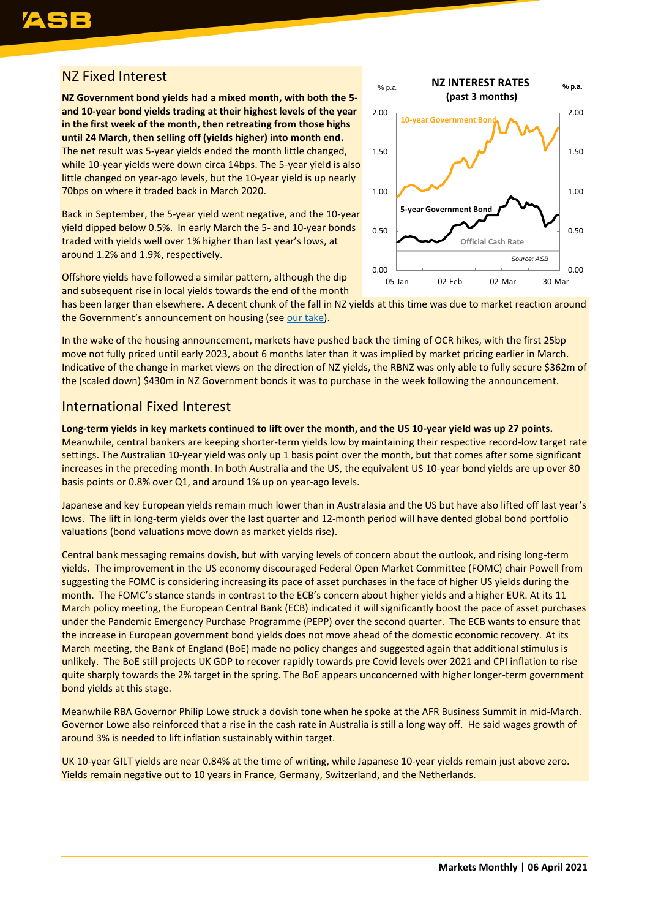## NZ Fixed Interest

**NZ Government bond yields had a mixed month, with both the 5- and 10-year bond yields trading at their highest levels of the year in the first week of the month, then retreating from those highs until 24 March, then selling off (yields higher) into month end.** The net result was 5-year yields ended the month little changed, while 10-year yields were down circa 14bps. The 5-year yield is also little changed on year-ago levels, but the 10-year yield is up nearly 70bps on where it traded back in March 2020.

Back in September, the 5-year yield went negative, and the 10-year yield dipped below 0.5%. In early March the 5- and 10-year bonds traded with yields well over 1% higher than last year's lows, at around 1.2% and 1.9%, respectively.

Offshore yields have followed a similar pattern, although the dip and subsequent rise in local yields towards the end of the month has been larger than elsewhere**.** A decent chunk of the fall in NZ yields at this time was due to market reaction around the Government's announcement on housing (see our take).

In the wake of the housing announcement, markets have pushed back the timing of OCR hikes, with the first 25bp move not fully priced until early 2023, about 6 months later than it was implied by market pricing earlier in March. Indicative of the change in market views on the direction of NZ yields, the RBNZ was only able to fully secure $362m of the (scaled down) $430m in NZ Government bonds it was to purchase in the week following the announcement.

## International Fixed Interest

**Long-term yields in key markets continued to lift over the month, and the US 10-year yield was up 27 points.** Meanwhile, central bankers are keeping shorter-term yields low by maintaining their respective record-low target rate settings. The Australian 10-year yield was only up 1 basis point over the month, but that comes after some significant increases in the preceding month. In both Australia and the US, the equivalent US 10-year bond yields are up over 80 basis points or 0.8% over Q1, and around 1% up on year-ago levels.

Japanese and key European yields remain much lower than in Australasia and the US but have also lifted off last year's lows. The lift in long-term yields over the last quarter and 12-month period will have dented global bond portfolio valuations (bond valuations move down as market yields rise).

Central bank messaging remains dovish, but with varying levels of concern about the outlook, and rising long-term yields. The improvement in the US economy discouraged Federal Open Market Committee (FOMC) chair Powell from suggesting the FOMC is considering increasing its pace of asset purchases in the face of higher US yields during the month. The FOMC's stance stands in contrast to the ECB's concern about higher yields and a higher EUR. At its 11 March policy meeting, the European Central Bank (ECB) indicated it will significantly boost the pace of asset purchases under the Pandemic Emergency Purchase Programme (PEPP) over the second quarter. The ECB wants to ensure that the increase in European government bond yields does not move ahead of the domestic economic recovery. At its March meeting, the Bank of England (BoE) made no policy changes and suggested again that additional stimulus is unlikely. The BoE still projects UK GDP to recover rapidly towards pre Covid levels over 2021 and CPI inflation to rise quite sharply towards the 2% target in the spring. The BoE appears unconcerned with higher longer-term government bond yields at this stage.

Meanwhile RBA Governor Philip Lowe struck a dovish tone when he spoke at the AFR Business Summit in mid-March. Governor Lowe also reinforced that a rise in the cash rate in Australia is still a long way off. He said wages growth of around 3% is needed to lift inflation sustainably within target.

UK 10-year GILT yields are near 0.84% at the time of writing, while Japanese 10-year yields remain just above zero. Yields remain negative out to 10 years in France, Germany, Switzerland, and the Netherlands.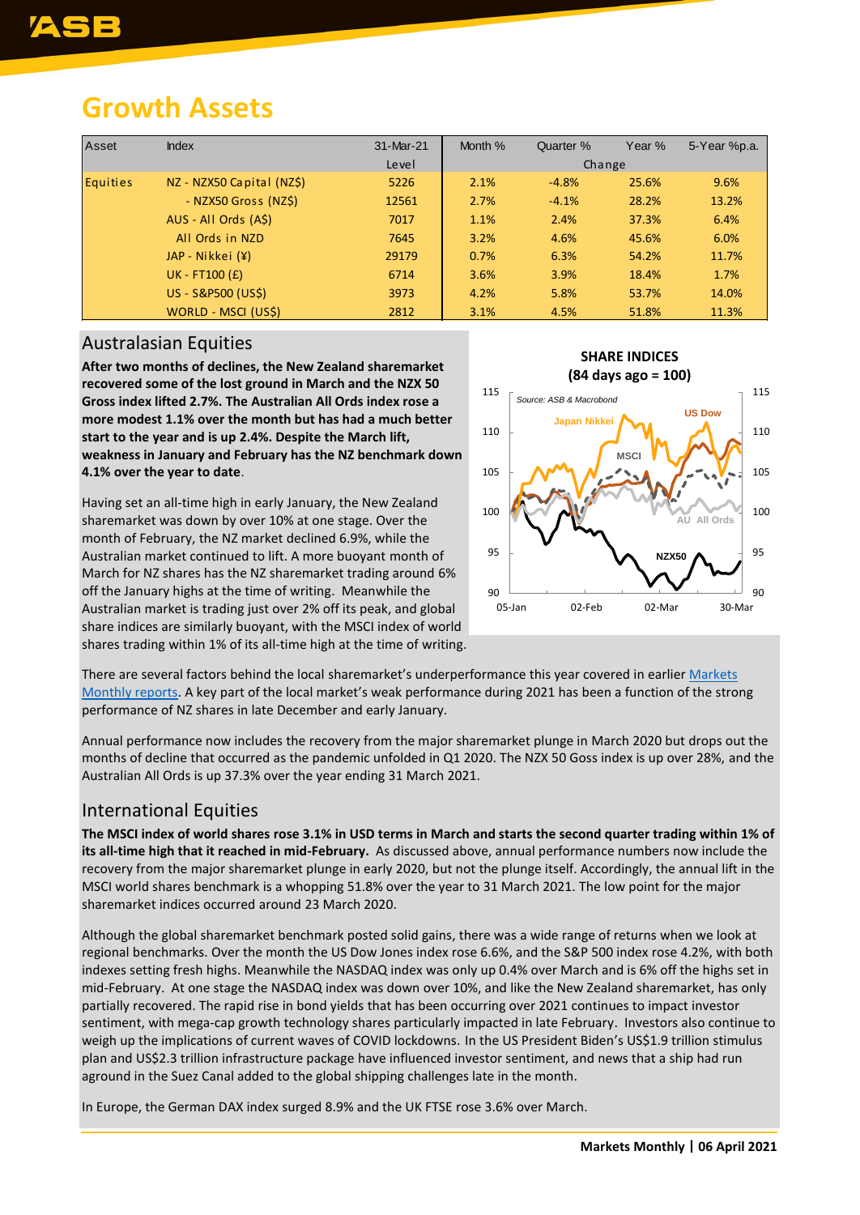# Growth Assets

| Asset | Index | 31-Mar-21 | Month % | Quarter % | Year % | 5-Year %p.a. |
|---|---|---|---|---|---|---|
| | | Level | Change | | | |
| Equities | NZ - NZX50 Capital (NZ$) | 5226 | 2.1% | -4.8% | 25.6% | 9.6% |
| | - NZX50 Gross (NZ$) | 12561 | 2.7% | -4.1% | 28.2% | 13.2% |
| | AUS - All Ords (A$) | 7017 | 1.1% | 2.4% | 37.3% | 6.4% |
| | All Ords in NZD | 7645 | 3.2% | 4.6% | 45.6% | 6.0% |
| | JAP - Nikkei (¥) | 29179 | 0.7% | 6.3% | 54.2% | 11.7% |
| | UK - FT100 (£) | 6714 | 3.6% | 3.9% | 18.4% | 1.7% |
| | US - S&P500 (US$) | 3973 | 4.2% | 5.8% | 53.7% | 14.0% |
| | WORLD - MSCI (US$) | 2812 | 3.1% | 4.5% | 51.8% | 11.3% |

## Australasian Equities

**After two months of declines, the New Zealand sharemarket recovered some of the lost ground in March and the NZX 50 Gross index lifted 2.7%. The Australian All Ords index rose a more modest 1.1% over the month but has had a much better start to the year and is up 2.4%. Despite the March lift, weakness in January and February has the NZ benchmark down 4.1% over the year to date**.

Having set an all-time high in early January, the New Zealand sharemarket was down by over 10% at one stage. Over the month of February, the NZ market declined 6.9%, while the Australian market continued to lift. A more buoyant month of March for NZ shares has the NZ sharemarket trading around 6% off the January highs at the time of writing. Meanwhile the Australian market is trading just over 2% off its peak, and global share indices are similarly buoyant, with the MSCI index of world shares trading within 1% of its all-time high at the time of writing.

**SHARE INDICES (84 days ago = 100)**

*Source: ASB & Macrobond*

There are several factors behind the local sharemarket's underperformance this year covered in earlier Markets Monthly reports. A key part of the local market's weak performance during 2021 has been a function of the strong performance of NZ shares in late December and early January.

Annual performance now includes the recovery from the major sharemarket plunge in March 2020 but drops out the months of decline that occurred as the pandemic unfolded in Q1 2020. The NZX 50 Goss index is up over 28%, and the Australian All Ords is up 37.3% over the year ending 31 March 2021.

## International Equities

**The MSCI index of world shares rose 3.1% in USD terms in March and starts the second quarter trading within 1% of its all-time high that it reached in mid-February.** As discussed above, annual performance numbers now include the recovery from the major sharemarket plunge in early 2020, but not the plunge itself. Accordingly, the annual lift in the MSCI world shares benchmark is a whopping 51.8% over the year to 31 March 2021. The low point for the major sharemarket indices occurred around 23 March 2020.

Although the global sharemarket benchmark posted solid gains, there was a wide range of returns when we look at regional benchmarks. Over the month the US Dow Jones index rose 6.6%, and the S&P 500 index rose 4.2%, with both indexes setting fresh highs. Meanwhile the NASDAQ index was only up 0.4% over March and is 6% off the highs set in mid-February. At one stage the NASDAQ index was down over 10%, and like the New Zealand sharemarket, has only partially recovered. The rapid rise in bond yields that has been occurring over 2021 continues to impact investor sentiment, with mega-cap growth technology shares particularly impacted in late February. Investors also continue to weigh up the implications of current waves of COVID lockdowns. In the US President Biden's US$1.9 trillion stimulus plan and US$2.3 trillion infrastructure package have influenced investor sentiment, and news that a ship had run aground in the Suez Canal added to the global shipping challenges late in the month.

In Europe, the German DAX index surged 8.9% and the UK FTSE rose 3.6% over March.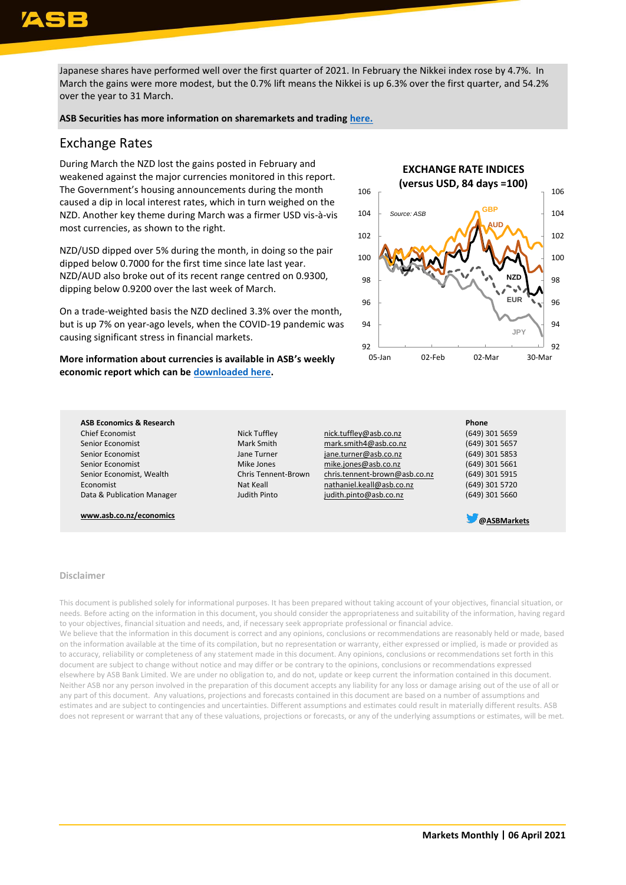Japanese shares have performed well over the first quarter of 2021. In February the Nikkei index rose by 4.7%. In March the gains were more modest, but the 0.7% lift means the Nikkei is up 6.3% over the first quarter, and 54.2% over the year to 31 March.

**ASB Securities has more information on sharemarkets and trading here.**

## Exchange Rates

During March the NZD lost the gains posted in February and weakened against the major currencies monitored in this report. The Government's housing announcements during the month caused a dip in local interest rates, which in turn weighed on the NZD. Another key theme during March was a firmer USD vis-à-vis most currencies, as shown to the right.

NZD/USD dipped over 5% during the month, in doing so the pair dipped below 0.7000 for the first time since late last year. NZD/AUD also broke out of its recent range centred on 0.9300, dipping below 0.9200 over the last week of March.

On a trade-weighted basis the NZD declined 3.3% over the month, but is up 7% on year-ago levels, when the COVID-19 pandemic was causing significant stress in financial markets.

**More information about currencies is available in ASB's weekly economic report which can be downloaded here.**

**EXCHANGE RATE INDICES (versus USD, 84 days =100)**

Source: ASB

GBP
AUD
NZD
EUR
JPY

106
104
102
100
98
96
94
92

05-Jan 02-Feb 02-Mar 30-Mar

| **ASB Economics & Research** | | | **Phone** |
|---|---|---|---|
| Chief Economist | Nick Tuffley | nick.tuffley@asb.co.nz | (649) 301 5659 |
| Senior Economist | Mark Smith | mark.smith4@asb.co.nz | (649) 301 5657 |
| Senior Economist | Jane Turner | jane.turner@asb.co.nz | (649) 301 5853 |
| Senior Economist | Mike Jones | mike.jones@asb.co.nz | (649) 301 5661 |
| Senior Economist, Wealth | Chris Tennent-Brown | chris.tennent-brown@asb.co.nz | (649) 301 5915 |
| Economist | Nat Keall | nathaniel.keall@asb.co.nz | (649) 301 5720 |
| Data & Publication Manager | Judith Pinto | judith.pinto@asb.co.nz | (649) 301 5660 |

www.asb.co.nz/economics

@ASBMarkets

### Disclaimer

This document is published solely for informational purposes. It has been prepared without taking account of your objectives, financial situation, or needs. Before acting on the information in this document, you should consider the appropriateness and suitability of the information, having regard to your objectives, financial situation and needs, and, if necessary seek appropriate professional or financial advice.
We believe that the information in this document is correct and any opinions, conclusions or recommendations are reasonably held or made, based on the information available at the time of its compilation, but no representation or warranty, either expressed or implied, is made or provided as to accuracy, reliability or completeness of any statement made in this document. Any opinions, conclusions or recommendations set forth in this document are subject to change without notice and may differ or be contrary to the opinions, conclusions or recommendations expressed elsewhere by ASB Bank Limited. We are under no obligation to, and do not, update or keep current the information contained in this document. Neither ASB nor any person involved in the preparation of this document accepts any liability for any loss or damage arising out of the use of all or any part of this document. Any valuations, projections and forecasts contained in this document are based on a number of assumptions and estimates and are subject to contingencies and uncertainties. Different assumptions and estimates could result in materially different results. ASB does not represent or warrant that any of these valuations, projections or forecasts, or any of the underlying assumptions or estimates, will be met.